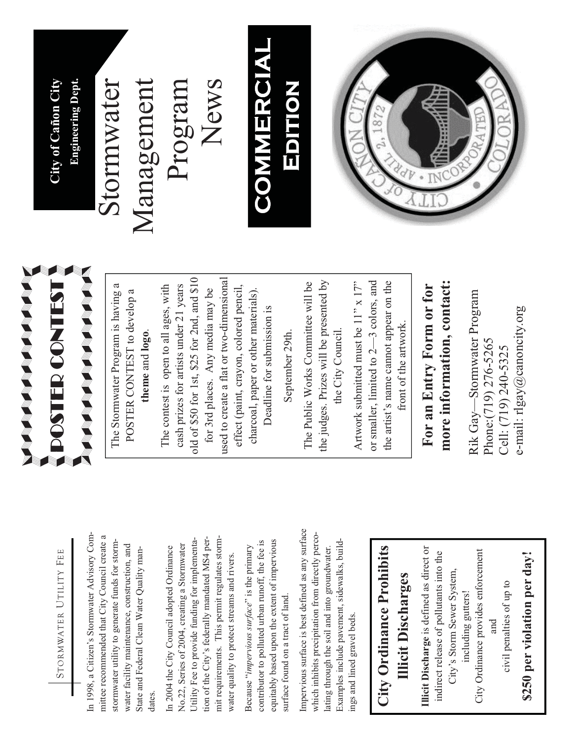# City of Cañon City
## Engineering Dept.

# Stormwater Management Program News

## COMMERCIAL EDITION

## POSTER CONTEST

The Stormwater Program is having a POSTER CONTEST to develop a **theme** and **logo**.

The contest is open to all ages, with cash prizes for artists under 21 years old of $50 for 1st, $25 for 2nd, and $10 for 3rd places. Any media may be used to create a flat or two-dimensional effect (paint, crayon, colored pencil, charcoal, paper or other materials). Deadline for submission is

September 29th.

The Public Works Committee will be the judges. Prizes will be presented by the City Council.

Artwork submitted must be 11" x 17" or smaller, limited to 2—3 colors, and the artist's name cannot appear on the front of the artwork.

### For an Entry Form or for more information, contact:

Rik Gay—Stormwater Program
Phone:(719) 276-5265
Cell: (719) 240-5325
e-mail: rlgay@canoncity.org

## STORMWATER UTILITY FEE

In 1998, a Citizen's Stormwater Advisory Committee recommended that City Council create a stormwater utility to generate funds for stormwater facility maintenance, construction, and State and Federal Clean Water Quality mandates.

In 2004 the City Council adopted Ordinance No.22, Series of 2004, creating a Stormwater Utility Fee to provide funding for implementation of the City's federally mandated MS4 permit requirements. This permit regulates stormwater quality to protect streams and rivers.

Because "*impervious surface*" is the primary contributor to polluted urban runoff, the fee is equitably based upon the extent of impervious surface found on a tract of land.

Impervious surface is best defined as any surface which inhibits precipitation from directly percolating through the soil and into groundwater. Examples include pavement, sidewalks, buildings and lined gravel beds.

## City Ordinance Prohibits Illicit Discharges

**Illicit Discharge** is defined as direct or indirect release of pollutants into the City's Storm Sewer System, including gutters!

City Ordinance provides enforcement and civil penalties of up to

**$250 per violation per day!**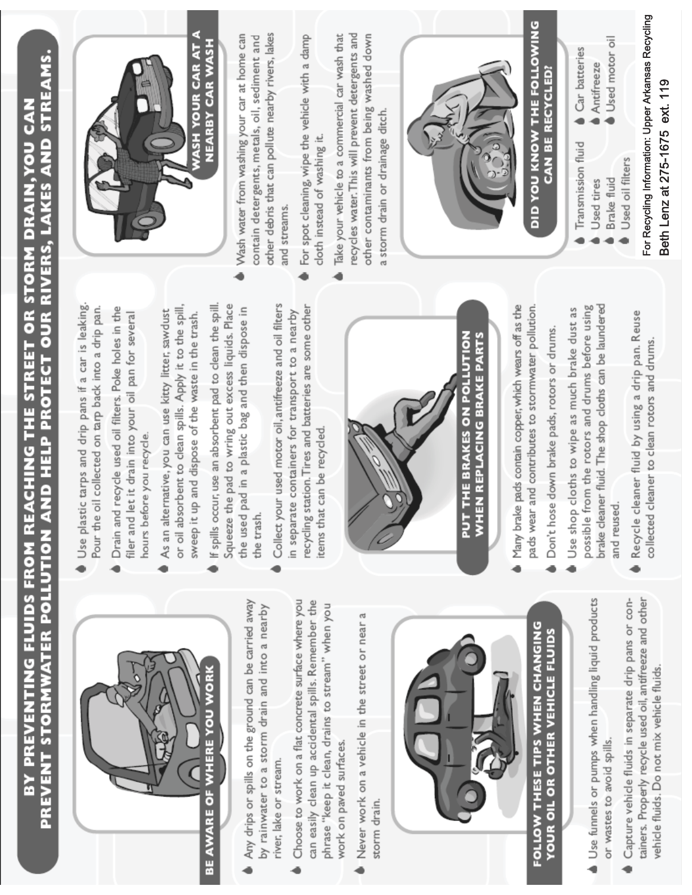# BY PREVENTING FLUIDS FROM REACHING THE STREET OR STORM DRAIN, YOU CAN PREVENT STORMWATER POLLUTION AND HELP PROTECT OUR RIVERS, LAKES AND STREAMS.

## BE AWARE OF WHERE YOU WORK

- Any drips or spills on the ground can be carried away by rainwater to a storm drain and into a nearby river, lake or stream.
- Choose to work on a flat concrete surface where you can easily clean up accidental spills. Remember the phrase "keep it clean, drains to stream" when you work on paved surfaces.
- Never work on a vehicle in the street or near a storm drain.

## FOLLOW THESE TIPS WHEN CHANGING YOUR OIL OR OTHER VEHICLE FLUIDS

- Use funnels or pumps when handling liquid products or wastes to avoid spills.
- Capture vehicle fluids in separate drip pans or containers. Properly recycle used oil, antifreeze and other vehicle fluids. Do not mix vehicle fluids.
- Use plastic tarps and drip pans if a car is leaking. Pour the oil collected on tarp back into a drip pan.
- Drain and recycle used oil filters. Poke holes in the filer and let it drain into your oil pan for several hours before you recycle.
- As an alternative, you can use kitty litter, sawdust or oil absorbent to clean spills. Apply it to the spill, sweep it up and dispose of the waste in the trash.
- If spills occur, use an absorbent pad to clean the spill. Squeeze the pad to wring out excess liquids. Place the used pad in a plastic bag and then dispose in the trash.
- Collect your used motor oil, antifreeze and oil filters in separate containers for transport to a nearby recycling station. Tires and batteries are some other items that can be recycled.

## PUT THE BRAKES ON POLLUTION WHEN REPLACING BRAKE PARTS

- Many brake pads contain copper, which wears off as the pads wear and contributes to stormwater pollution.
- Don't hose down brake pads, rotors or drums.
- Use shop cloths to wipe as much brake dust as possible from the rotors and drums before using brake cleaner fluid. The shop cloths can be laundered and reused.
- Recycle cleaner fluid by using a drip pan. Reuse collected cleaner to clean rotors and drums.

## WASH YOUR CAR AT A NEARBY CAR WASH

- Wash water from washing your car at home can contain detergents, metals, oil, sediment and other debris that can pollute nearby rivers, lakes and streams.
- For spot cleaning, wipe the vehicle with a damp cloth instead of washing it.
- Take your vehicle to a commercial car wash that recycles water. This will prevent detergents and other contaminants from being washed down a storm drain or drainage ditch.

## DID YOU KNOW THE FOLLOWING CAN BE RECYCLED?

- Transmission fluid
- Used tires
- Brake fluid
- Used oil filters
- Car batteries
- Antifreeze
- Used motor oil

For Recycling Information: Upper Arkansas Recycling
Beth Lenz at 275-1675 ext. 119